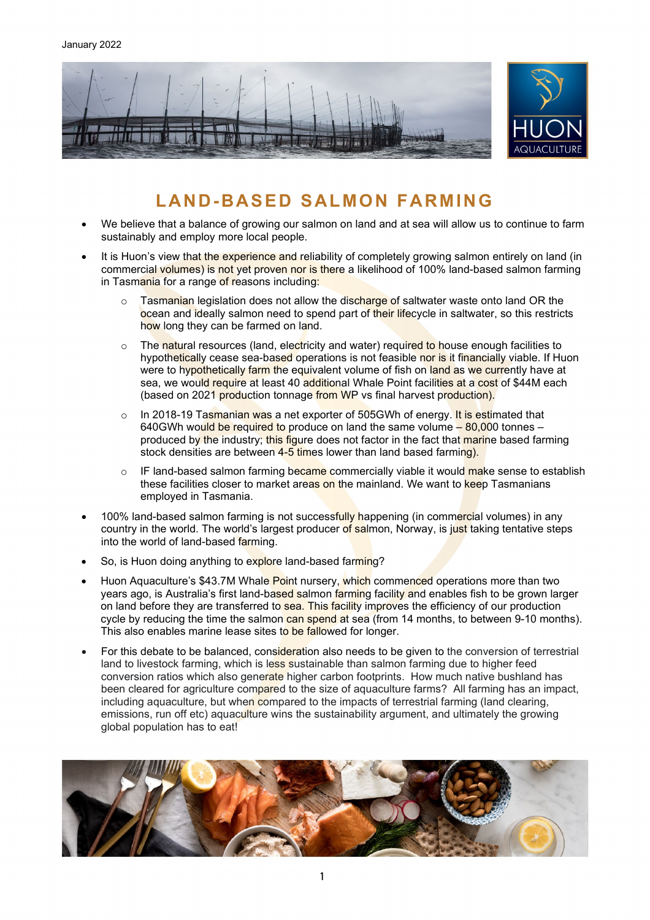January 2022

# LAND-BASED SALMON FARMING

- We believe that a balance of growing our salmon on land and at sea will allow us to continue to farm sustainably and employ more local people.
- It is Huon's view that the experience and reliability of completely growing salmon entirely on land (in commercial volumes) is not yet proven nor is there a likelihood of 100% land-based salmon farming in Tasmania for a range of reasons including:
  - Tasmanian legislation does not allow the discharge of saltwater waste onto land OR the ocean and ideally salmon need to spend part of their lifecycle in saltwater, so this restricts how long they can be farmed on land.
  - The natural resources (land, electricity and water) required to house enough facilities to hypothetically cease sea-based operations is not feasible nor is it financially viable. If Huon were to hypothetically farm the equivalent volume of fish on land as we currently have at sea, we would require at least 40 additional Whale Point facilities at a cost of $44M each (based on 2021 production tonnage from WP vs final harvest production).
  - In 2018-19 Tasmanian was a net exporter of 505GWh of energy. It is estimated that 640GWh would be required to produce on land the same volume – 80,000 tonnes – produced by the industry; this figure does not factor in the fact that marine based farming stock densities are between 4-5 times lower than land based farming).
  - IF land-based salmon farming became commercially viable it would make sense to establish these facilities closer to market areas on the mainland. We want to keep Tasmanians employed in Tasmania.
- 100% land-based salmon farming is not successfully happening (in commercial volumes) in any country in the world. The world's largest producer of salmon, Norway, is just taking tentative steps into the world of land-based farming.
- So, is Huon doing anything to explore land-based farming?
- Huon Aquaculture's $43.7M Whale Point nursery, which commenced operations more than two years ago, is Australia's first land-based salmon farming facility and enables fish to be grown larger on land before they are transferred to sea. This facility improves the efficiency of our production cycle by reducing the time the salmon can spend at sea (from 14 months, to between 9-10 months). This also enables marine lease sites to be fallowed for longer.
- For this debate to be balanced, consideration also needs to be given to the conversion of terrestrial land to livestock farming, which is less sustainable than salmon farming due to higher feed conversion ratios which also generate higher carbon footprints. How much native bushland has been cleared for agriculture compared to the size of aquaculture farms? All farming has an impact, including aquaculture, but when compared to the impacts of terrestrial farming (land clearing, emissions, run off etc) aquaculture wins the sustainability argument, and ultimately the growing global population has to eat!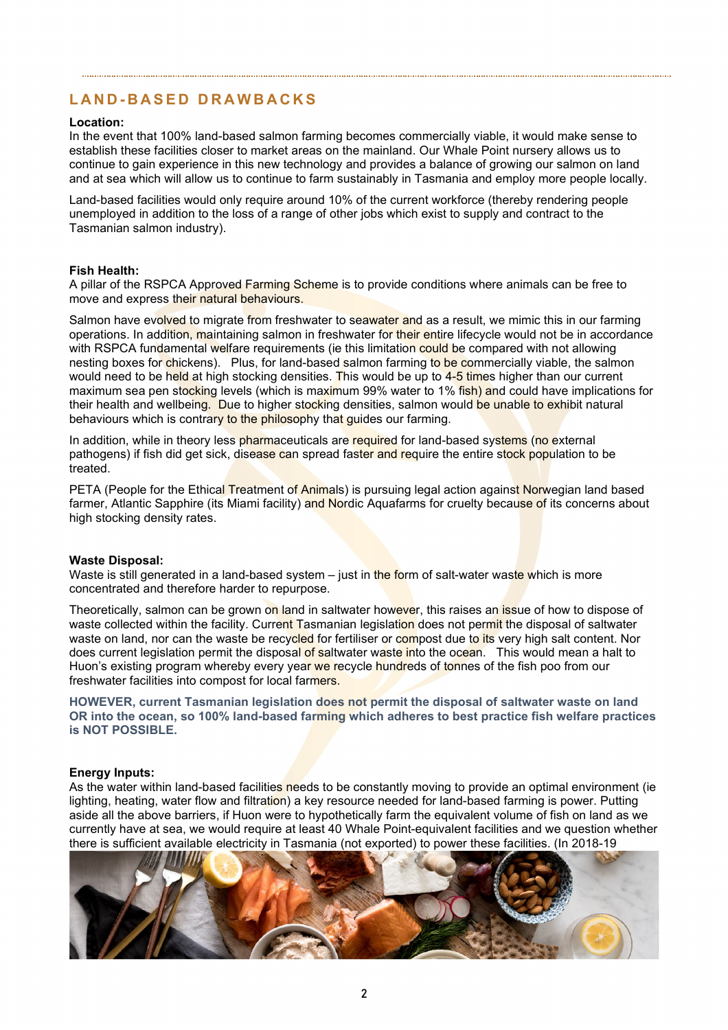## LAND-BASED DRAWBACKS

**Location:**
In the event that 100% land-based salmon farming becomes commercially viable, it would make sense to establish these facilities closer to market areas on the mainland. Our Whale Point nursery allows us to continue to gain experience in this new technology and provides a balance of growing our salmon on land and at sea which will allow us to continue to farm sustainably in Tasmania and employ more people locally.

Land-based facilities would only require around 10% of the current workforce (thereby rendering people unemployed in addition to the loss of a range of other jobs which exist to supply and contract to the Tasmanian salmon industry).

**Fish Health:**
A pillar of the RSPCA Approved Farming Scheme is to provide conditions where animals can be free to move and express their natural behaviours.

Salmon have evolved to migrate from freshwater to seawater and as a result, we mimic this in our farming operations. In addition, maintaining salmon in freshwater for their entire lifecycle would not be in accordance with RSPCA fundamental welfare requirements (ie this limitation could be compared with not allowing nesting boxes for chickens). Plus, for land-based salmon farming to be commercially viable, the salmon would need to be held at high stocking densities. This would be up to 4-5 times higher than our current maximum sea pen stocking levels (which is maximum 99% water to 1% fish) and could have implications for their health and wellbeing. Due to higher stocking densities, salmon would be unable to exhibit natural behaviours which is contrary to the philosophy that guides our farming.

In addition, while in theory less pharmaceuticals are required for land-based systems (no external pathogens) if fish did get sick, disease can spread faster and require the entire stock population to be treated.

PETA (People for the Ethical Treatment of Animals) is pursuing legal action against Norwegian land based farmer, Atlantic Sapphire (its Miami facility) and Nordic Aquafarms for cruelty because of its concerns about high stocking density rates.

**Waste Disposal:**
Waste is still generated in a land-based system – just in the form of salt-water waste which is more concentrated and therefore harder to repurpose.

Theoretically, salmon can be grown on land in saltwater however, this raises an issue of how to dispose of waste collected within the facility. Current Tasmanian legislation does not permit the disposal of saltwater waste on land, nor can the waste be recycled for fertiliser or compost due to its very high salt content. Nor does current legislation permit the disposal of saltwater waste into the ocean. This would mean a halt to Huon's existing program whereby every year we recycle hundreds of tonnes of the fish poo from our freshwater facilities into compost for local farmers.

**HOWEVER, current Tasmanian legislation does not permit the disposal of saltwater waste on land OR into the ocean, so 100% land-based farming which adheres to best practice fish welfare practices is NOT POSSIBLE.**

**Energy Inputs:**
As the water within land-based facilities needs to be constantly moving to provide an optimal environment (ie lighting, heating, water flow and filtration) a key resource needed for land-based farming is power. Putting aside all the above barriers, if Huon were to hypothetically farm the equivalent volume of fish on land as we currently have at sea, we would require at least 40 Whale Point-equivalent facilities and we question whether there is sufficient available electricity in Tasmania (not exported) to power these facilities. (In 2018-19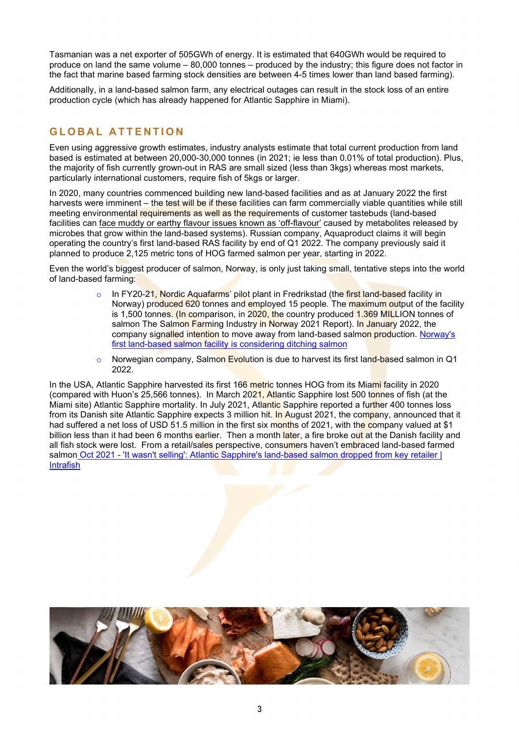Tasmanian was a net exporter of 505GWh of energy. It is estimated that 640GWh would be required to produce on land the same volume – 80,000 tonnes – produced by the industry; this figure does not factor in the fact that marine based farming stock densities are between 4-5 times lower than land based farming).

Additionally, in a land-based salmon farm, any electrical outages can result in the stock loss of an entire production cycle (which has already happened for Atlantic Sapphire in Miami).

## GLOBAL ATTENTION

Even using aggressive growth estimates, industry analysts estimate that total current production from land based is estimated at between 20,000-30,000 tonnes (in 2021; ie less than 0.01% of total production). Plus, the majority of fish currently grown-out in RAS are small sized (less than 3kgs) whereas most markets, particularly international customers, require fish of 5kgs or larger.

In 2020, many countries commenced building new land-based facilities and as at January 2022 the first harvests were imminent – the test will be if these facilities can farm commercially viable quantities while still meeting environmental requirements as well as the requirements of customer tastebuds (land-based facilities can face muddy or earthy flavour issues known as 'off-flavour' caused by metabolites released by microbes that grow within the land-based systems). Russian company, Aquaproduct claims it will begin operating the country's first land-based RAS facility by end of Q1 2022. The company previously said it planned to produce 2,125 metric tons of HOG farmed salmon per year, starting in 2022.

Even the world's biggest producer of salmon, Norway, is only just taking small, tentative steps into the world of land-based farming:

- In FY20-21, Nordic Aquafarms' pilot plant in Fredrikstad (the first land-based facility in Norway) produced 620 tonnes and employed 15 people. The maximum output of the facility is 1,500 tonnes. (In comparison, in 2020, the country produced 1.369 MILLION tonnes of salmon The Salmon Farming Industry in Norway 2021 Report). In January 2022, the company signalled intention to move away from land-based salmon production. Norway's first land-based salmon facility is considering ditching salmon
- Norwegian company, Salmon Evolution is due to harvest its first land-based salmon in Q1 2022.

In the USA, Atlantic Sapphire harvested its first 166 metric tonnes HOG from its Miami facility in 2020 (compared with Huon's 25,566 tonnes). In March 2021, Atlantic Sapphire lost 500 tonnes of fish (at the Miami site) Atlantic Sapphire mortality. In July 2021, Atlantic Sapphire reported a further 400 tonnes loss from its Danish site Atlantic Sapphire expects 3 million hit. In August 2021, the company, announced that it had suffered a net loss of USD 51.5 million in the first six months of 2021, with the company valued at $1 billion less than it had been 6 months earlier. Then a month later, a fire broke out at the Danish facility and all fish stock were lost. From a retail/sales perspective, consumers haven't embraced land-based farmed salmon Oct 2021 - 'It wasn't selling': Atlantic Sapphire's land-based salmon dropped from key retailer | Intrafish